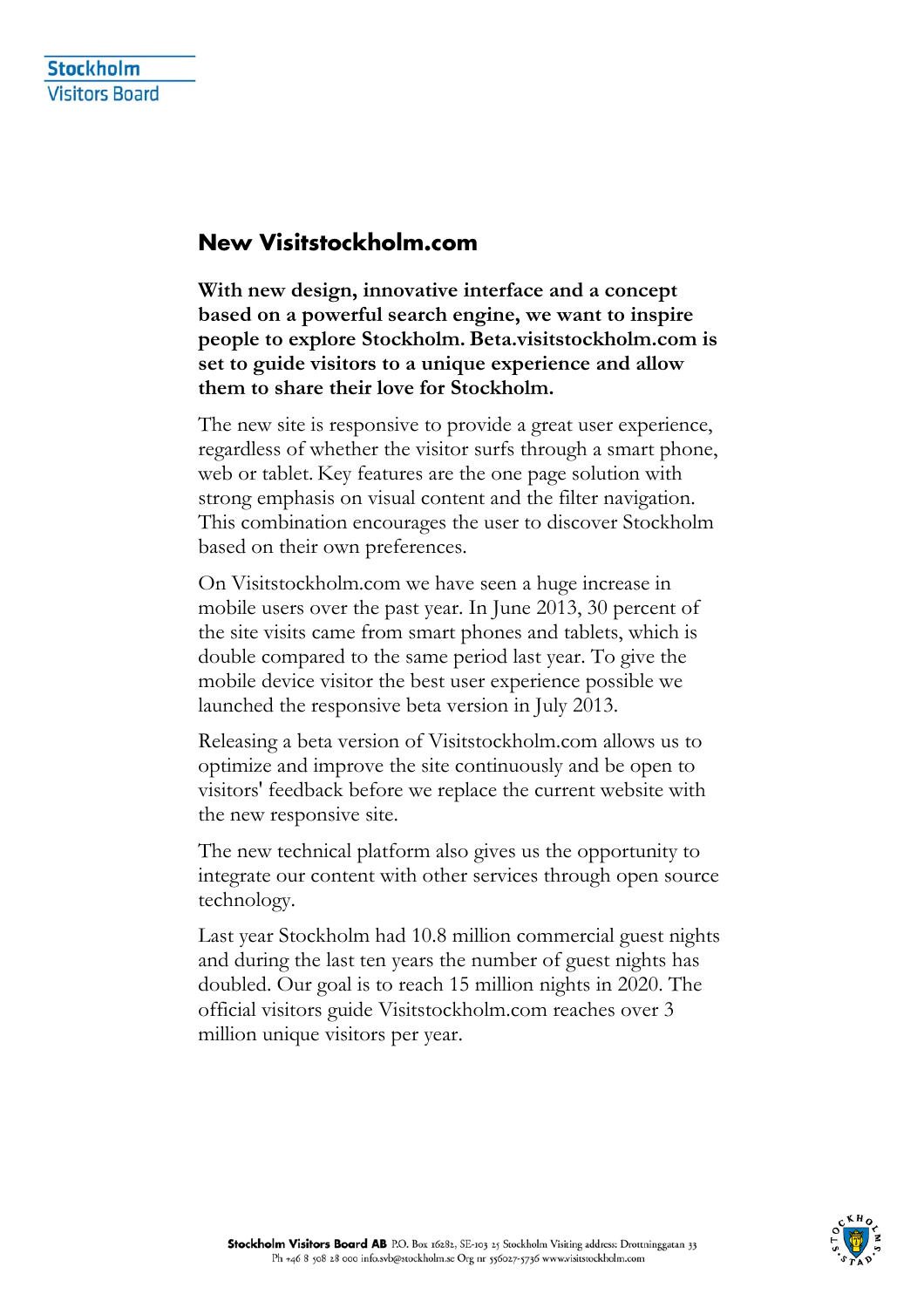Stockholm Visitors Board

# New Visitstockholm.com

**With new design, innovative interface and a concept based on a powerful search engine, we want to inspire people to explore Stockholm. Beta.visitstockholm.com is set to guide visitors to a unique experience and allow them to share their love for Stockholm.**

The new site is responsive to provide a great user experience, regardless of whether the visitor surfs through a smart phone, web or tablet. Key features are the one page solution with strong emphasis on visual content and the filter navigation. This combination encourages the user to discover Stockholm based on their own preferences.

On Visitstockholm.com we have seen a huge increase in mobile users over the past year. In June 2013, 30 percent of the site visits came from smart phones and tablets, which is double compared to the same period last year. To give the mobile device visitor the best user experience possible we launched the responsive beta version in July 2013.

Releasing a beta version of Visitstockholm.com allows us to optimize and improve the site continuously and be open to visitors' feedback before we replace the current website with the new responsive site.

The new technical platform also gives us the opportunity to integrate our content with other services through open source technology.

Last year Stockholm had 10.8 million commercial guest nights and during the last ten years the number of guest nights has doubled. Our goal is to reach 15 million nights in 2020. The official visitors guide Visitstockholm.com reaches over 3 million unique visitors per year.

**Stockholm Visitors Board AB** P.O. Box 16282, SE-103 25 Stockholm Visiting address: Drottninggatan 33
Ph +46 8 508 28 000 info.svb@stockholm.se Org nr 556027-5736 www.visitstockholm.com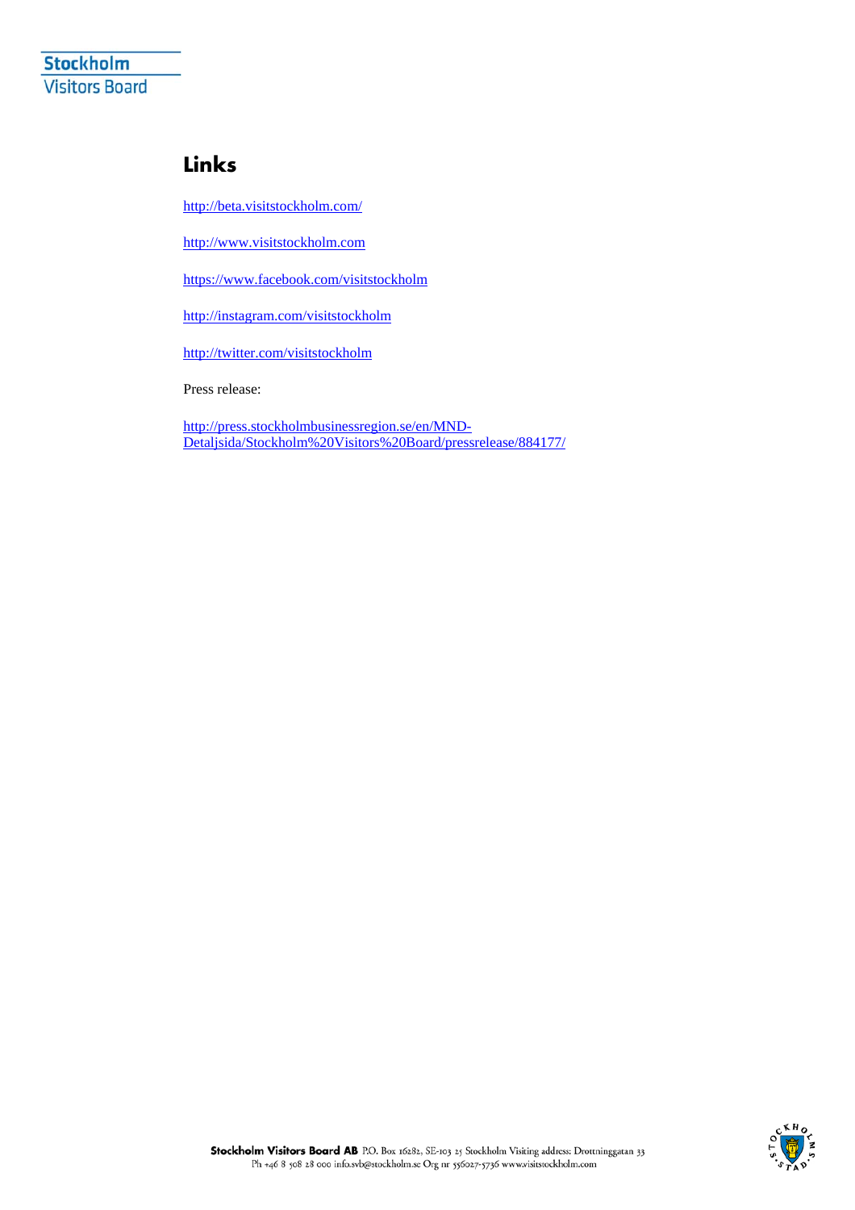## Links

http://beta.visitstockholm.com/

http://www.visitstockholm.com

https://www.facebook.com/visitstockholm

http://instagram.com/visitstockholm

http://twitter.com/visitstockholm

Press release:

http://press.stockholmbusinessregion.se/en/MND-Detaljsida/Stockholm%20Visitors%20Board/pressrelease/884177/